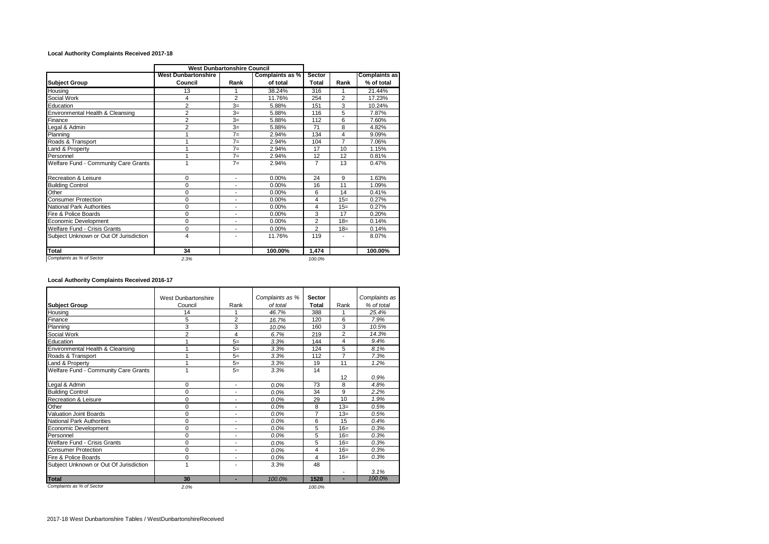**Local Authority Complaints Received 2017-18**

| | West Dunbartonshire Council | | | | | |
|---|---|---|---|---|---|---|
| **Subject Group** | **West Dunbartonshire Council** | **Rank** | **Complaints as % of total** | **Sector Total** | **Rank** | **Complaints as % of total** |
| Housing | 13 | 1 | 38.24% | 316 | 1 | 21.44% |
| Social Work | 4 | 2 | 11.76% | 254 | 2 | 17.23% |
| Education | 2 | 3= | 5.88% | 151 | 3 | 10.24% |
| Environmental Health & Cleansing | 2 | 3= | 5.88% | 116 | 5 | 7.87% |
| Finance | 2 | 3= | 5.88% | 112 | 6 | 7.60% |
| Legal & Admin | 2 | 3= | 5.88% | 71 | 8 | 4.82% |
| Planning | 1 | 7= | 2.94% | 134 | 4 | 9.09% |
| Roads & Transport | 1 | 7= | 2.94% | 104 | 7 | 7.06% |
| Land & Property | 1 | 7= | 2.94% | 17 | 10 | 1.15% |
| Personnel | 1 | 7= | 2.94% | 12 | 12 | 0.81% |
| Welfare Fund - Community Care Grants | 1 | 7= | 2.94% | 7 | 13 | 0.47% |
| Recreation & Leisure | 0 | - | 0.00% | 24 | 9 | 1.63% |
| Building Control | 0 | - | 0.00% | 16 | 11 | 1.09% |
| Other | 0 | - | 0.00% | 6 | 14 | 0.41% |
| Consumer Protection | 0 | - | 0.00% | 4 | 15= | 0.27% |
| National Park Authorities | 0 | - | 0.00% | 4 | 15= | 0.27% |
| Fire & Police Boards | 0 | - | 0.00% | 3 | 17 | 0.20% |
| Economic Development | 0 | - | 0.00% | 2 | 18= | 0.14% |
| Welfare Fund - Crisis Grants | 0 | - | 0.00% | 2 | 18= | 0.14% |
| Subject Unknown or Out Of Jurisdiction | 4 | - | 11.76% | 119 | - | 8.07% |
| **Total** | **34** | | **100.00%** | **1,474** | | **100.00%** |
| *Complaints as % of Sector* | *2.3%* | | | *100.0%* | | |

**Local Authority Complaints Received 2016-17**

| **Subject Group** | West Dunbartonshire Council | Rank | *Complaints as % of total* | **Sector Total** | Rank | *Complaints as % of total* |
|---|---|---|---|---|---|---|
| Housing | 14 | 1 | *46.7%* | 388 | 1 | *25.4%* |
| Finance | 5 | 2 | *16.7%* | 120 | 6 | *7.9%* |
| Planning | 3 | 3 | *10.0%* | 160 | 3 | *10.5%* |
| Social Work | 2 | 4 | *6.7%* | 219 | 2 | *14.3%* |
| Education | 1 | 5= | *3.3%* | 144 | 4 | *9.4%* |
| Environmental Health & Cleansing | 1 | 5= | *3.3%* | 124 | 5 | *8.1%* |
| Roads & Transport | 1 | 5= | *3.3%* | 112 | 7 | *7.3%* |
| Land & Property | 1 | 5= | *3.3%* | 19 | 11 | *1.2%* |
| Welfare Fund - Community Care Grants | 1 | 5= | *3.3%* | 14 | 12 | *0.9%* |
| Legal & Admin | 0 | - | *0.0%* | 73 | 8 | *4.8%* |
| Building Control | 0 | - | *0.0%* | 34 | 9 | *2.2%* |
| Recreation & Leisure | 0 | - | *0.0%* | 29 | 10 | *1.9%* |
| Other | 0 | - | *0.0%* | 8 | 13= | *0.5%* |
| Valuation Joint Boards | 0 | - | *0.0%* | 7 | 13= | *0.5%* |
| National Park Authorities | 0 | - | *0.0%* | 6 | 15 | *0.4%* |
| Economic Development | 0 | - | *0.0%* | 5 | 16= | *0.3%* |
| Personnel | 0 | - | *0.0%* | 5 | 16= | *0.3%* |
| Welfare Fund - Crisis Grants | 0 | - | *0.0%* | 5 | 16= | *0.3%* |
| Consumer Protection | 0 | - | *0.0%* | 4 | 16= | *0.3%* |
| Fire & Police Boards | 0 | - | *0.0%* | 4 | 16= | *0.3%* |
| Subject Unknown or Out Of Jurisdiction | 1 | - | *3.3%* | 48 | - | *3.1%* |
| **Total** | **30** | **-** | *100.0%* | **1528** | **-** | *100.0%* |
| *Complaints as % of Sector* | *2.0%* | | | *100.0%* | | |

2017-18 West Dunbartonshire Tables / WestDunbartonshireReceived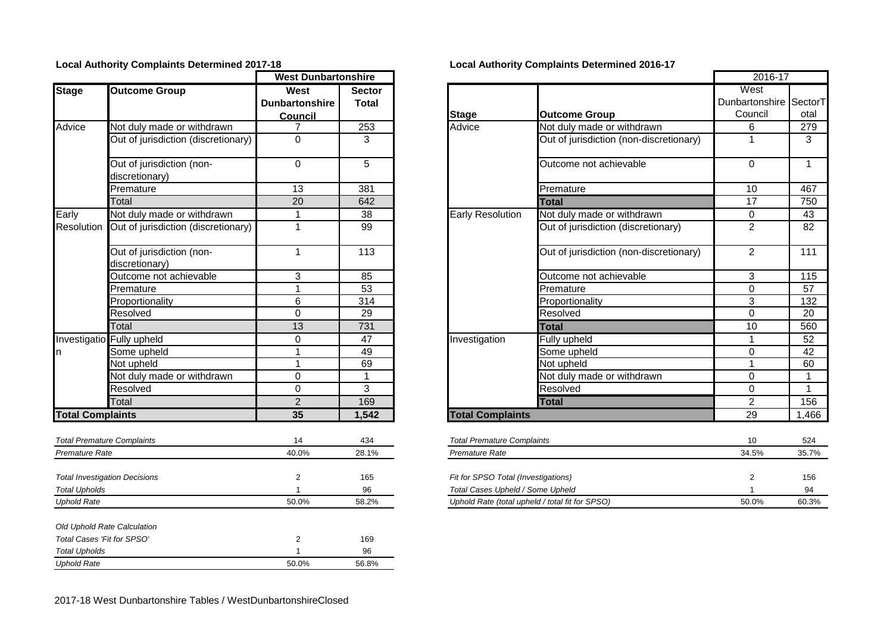**Local Authority Complaints Determined 2017-18**

| Stage | Outcome Group | West Dunbartonshire | |
|---|---|---|---|
| | | West Dunbartonshire Council | Sector Total |
| Advice | Not duly made or withdrawn | 7 | 253 |
| | Out of jurisdiction (discretionary) | 0 | 3 |
| | Out of jurisdiction (non-discretionary) | 0 | 5 |
| | Premature | 13 | 381 |
| | Total | 20 | 642 |
| Early Resolution | Not duly made or withdrawn | 1 | 38 |
| | Out of jurisdiction (discretionary) | 1 | 99 |
| | Out of jurisdiction (non-discretionary) | 1 | 113 |
| | Outcome not achievable | 3 | 85 |
| | Premature | 1 | 53 |
| | Proportionality | 6 | 314 |
| | Resolved | 0 | 29 |
| | Total | 13 | 731 |
| Investigation | Fully upheld | 0 | 47 |
| | Some upheld | 1 | 49 |
| | Not upheld | 1 | 69 |
| | Not duly made or withdrawn | 0 | 1 |
| | Resolved | 0 | 3 |
| | Total | 2 | 169 |
| **Total Complaints** | | **35** | **1,542** |

| | | |
|---|---|---|
| *Total Premature Complaints* | 14 | 434 |
| *Premature Rate* | 40.0% | 28.1% |
| *Total Investigation Decisions* | 2 | 165 |
| *Total Upholds* | 1 | 96 |
| *Uphold Rate* | 50.0% | 58.2% |

*Old Uphold Rate Calculation*

| | | |
|---|---|---|
| *Total Cases 'Fit for SPSO'* | 2 | 169 |
| *Total Upholds* | 1 | 96 |
| *Uphold Rate* | 50.0% | 56.8% |

**Local Authority Complaints Determined 2016-17**

| Stage | Outcome Group | 2016-17 | |
|---|---|---|---|
| | | West Dunbartonshire Council | SectorTotal |
| Advice | Not duly made or withdrawn | 6 | 279 |
| | Out of jurisdiction (non-discretionary) | 1 | 3 |
| | Outcome not achievable | 0 | 1 |
| | Premature | 10 | 467 |
| | **Total** | 17 | 750 |
| Early Resolution | Not duly made or withdrawn | 0 | 43 |
| | Out of jurisdiction (discretionary) | 2 | 82 |
| | Out of jurisdiction (non-discretionary) | 2 | 111 |
| | Outcome not achievable | 3 | 115 |
| | Premature | 0 | 57 |
| | Proportionality | 3 | 132 |
| | Resolved | 0 | 20 |
| | **Total** | 10 | 560 |
| Investigation | Fully upheld | 1 | 52 |
| | Some upheld | 0 | 42 |
| | Not upheld | 1 | 60 |
| | Not duly made or withdrawn | 0 | 1 |
| | Resolved | 0 | 1 |
| | **Total** | 2 | 156 |
| **Total Complaints** | | 29 | 1,466 |

| | | |
|---|---|---|
| *Total Premature Complaints* | 10 | 524 |
| *Premature Rate* | 34.5% | 35.7% |
| *Fit for SPSO Total (Investigations)* | 2 | 156 |
| *Total Cases Upheld / Some Upheld* | 1 | 94 |
| *Uphold Rate (total upheld / total fit for SPSO)* | 50.0% | 60.3% |

2017-18 West Dunbartonshire Tables / WestDunbartonshireClosed